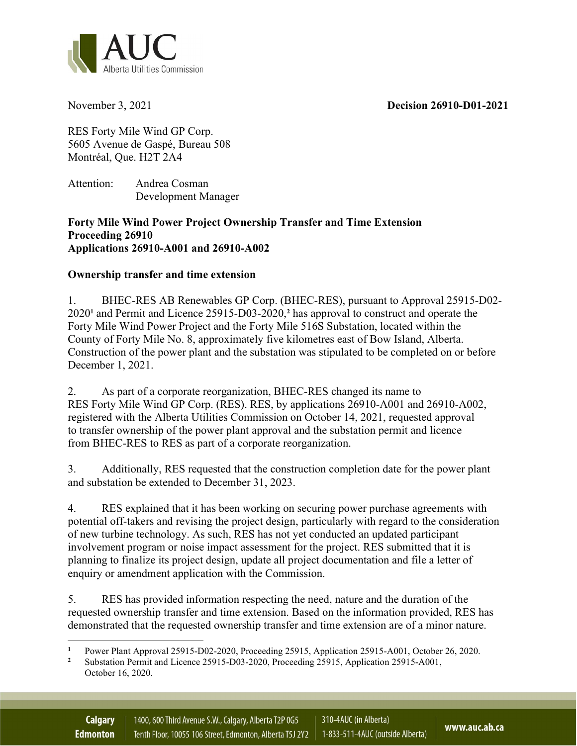November 3, 2021 **Decision 26910-D01-2021**

RES Forty Mile Wind GP Corp.
5605 Avenue de Gaspé, Bureau 508
Montréal, Que. H2T 2A4

Attention: Andrea Cosman
Development Manager

**Forty Mile Wind Power Project Ownership Transfer and Time Extension**
**Proceeding 26910**
**Applications 26910-A001 and 26910-A002**

**Ownership transfer and time extension**

1. BHEC-RES AB Renewables GP Corp. (BHEC-RES), pursuant to Approval 25915-D02-2020[1] and Permit and Licence 25915-D03-2020,[2] has approval to construct and operate the Forty Mile Wind Power Project and the Forty Mile 516S Substation, located within the County of Forty Mile No. 8, approximately five kilometres east of Bow Island, Alberta. Construction of the power plant and the substation was stipulated to be completed on or before December 1, 2021.

2. As part of a corporate reorganization, BHEC-RES changed its name to RES Forty Mile Wind GP Corp. (RES). RES, by applications 26910-A001 and 26910-A002, registered with the Alberta Utilities Commission on October 14, 2021, requested approval to transfer ownership of the power plant approval and the substation permit and licence from BHEC-RES to RES as part of a corporate reorganization.

3. Additionally, RES requested that the construction completion date for the power plant and substation be extended to December 31, 2023.

4. RES explained that it has been working on securing power purchase agreements with potential off-takers and revising the project design, particularly with regard to the consideration of new turbine technology. As such, RES has not yet conducted an updated participant involvement program or noise impact assessment for the project. RES submitted that it is planning to finalize its project design, update all project documentation and file a letter of enquiry or amendment application with the Commission.

5. RES has provided information respecting the need, nature and the duration of the requested ownership transfer and time extension. Based on the information provided, RES has demonstrated that the requested ownership transfer and time extension are of a minor nature.

[1] Power Plant Approval 25915-D02-2020, Proceeding 25915, Application 25915-A001, October 26, 2020.
[2] Substation Permit and Licence 25915-D03-2020, Proceeding 25915, Application 25915-A001, October 16, 2020.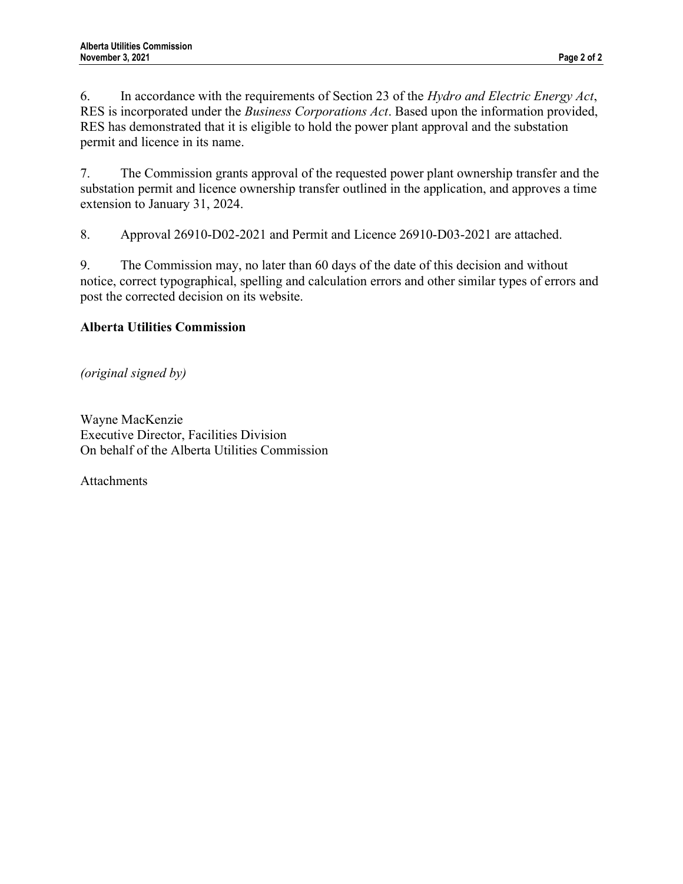6. In accordance with the requirements of Section 23 of the *Hydro and Electric Energy Act*, RES is incorporated under the *Business Corporations Act*. Based upon the information provided, RES has demonstrated that it is eligible to hold the power plant approval and the substation permit and licence in its name.

7. The Commission grants approval of the requested power plant ownership transfer and the substation permit and licence ownership transfer outlined in the application, and approves a time extension to January 31, 2024.

8. Approval 26910-D02-2021 and Permit and Licence 26910-D03-2021 are attached.

9. The Commission may, no later than 60 days of the date of this decision and without notice, correct typographical, spelling and calculation errors and other similar types of errors and post the corrected decision on its website.

**Alberta Utilities Commission**

*(original signed by)*

Wayne MacKenzie
Executive Director, Facilities Division
On behalf of the Alberta Utilities Commission

Attachments